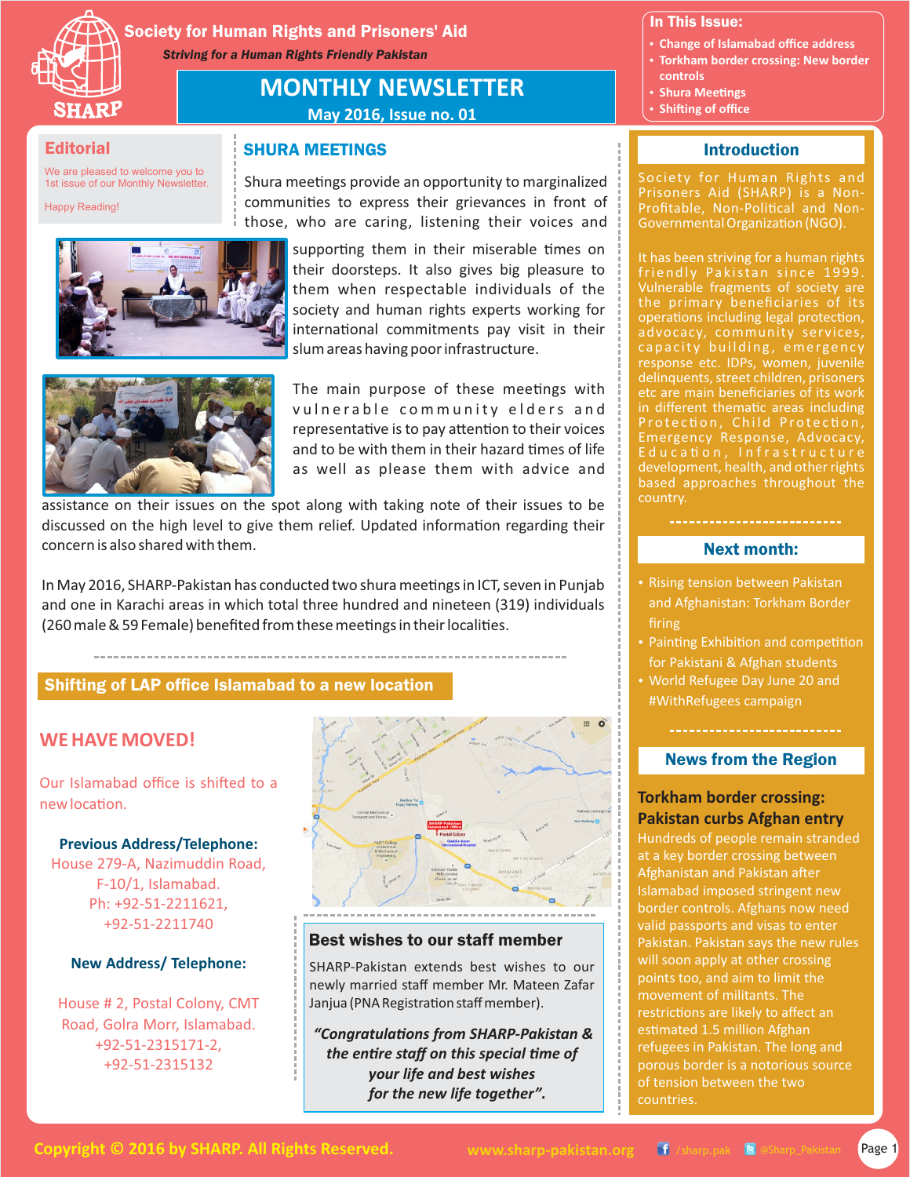# Society for Human Rights and Prisoners' Aid

*Striving for a Human Rights Friendly Pakistan*

SHARP

## MONTHLY NEWSLETTER

May 2016, Issue no. 01

**In This Issue:**

- Change of Islamabad office address
- Torkham border crossing: New border controls
- Shura Meetings
- Shifting of office

## Editorial

We are pleased to welcome you to 1st issue of our Monthly Newsletter.

Happy Reading!

## SHURA MEETINGS

Shura meetings provide an opportunity to marginalized communities to express their grievances in front of those, who are caring, listening their voices and supporting them in their miserable times on their doorsteps. It also gives big pleasure to them when respectable individuals of the society and human rights experts working for international commitments pay visit in their slum areas having poor infrastructure.

The main purpose of these meetings with vulnerable community elders and representative is to pay attention to their voices and to be with them in their hazard times of life as well as please them with advice and assistance on their issues on the spot along with taking note of their issues to be discussed on the high level to give them relief. Updated information regarding their concern is also shared with them.

In May 2016, SHARP-Pakistan has conducted two shura meetings in ICT, seven in Punjab and one in Karachi areas in which total three hundred and nineteen (319) individuals (260 male & 59 Female) benefited from these meetings in their localities.

## Shifting of LAP office Islamabad to a new location

### WE HAVE MOVED!

Our Islamabad office is shifted to a new location.

**Previous Address/Telephone:**

House 279-A, Nazimuddin Road,
F-10/1, Islamabad.
Ph: +92-51-2211621,
+92-51-2211740

**New Address/ Telephone:**

House # 2, Postal Colony, CMT Road, Golra Morr, Islamabad.
+92-51-2315171-2,
+92-51-2315132

### Best wishes to our staff member

SHARP-Pakistan extends best wishes to our newly married staff member Mr. Mateen Zafar Janjua (PNA Registration staff member).

***"Congratulations from SHARP-Pakistan & the entire staff on this special time of your life and best wishes for the new life together".***

## Introduction

Society for Human Rights and Prisoners Aid (SHARP) is a Non-Profitable, Non-Political and Non-Governmental Organization (NGO).

It has been striving for a human rights friendly Pakistan since 1999. Vulnerable fragments of society are the primary beneficiaries of its operations including legal protection, advocacy, community services, capacity building, emergency response etc. IDPs, women, juvenile delinquents, street children, prisoners etc are main beneficiaries of its work in different thematic areas including Protection, Child Protection, Emergency Response, Advocacy, Education, Infrastructure development, health, and other rights based approaches throughout the country.

## Next month:

- Rising tension between Pakistan and Afghanistan: Torkham Border firing
- Painting Exhibition and competition for Pakistani & Afghan students
- World Refugee Day June 20 and #WithRefugees campaign

## News from the Region

### Torkham border crossing: Pakistan curbs Afghan entry

Hundreds of people remain stranded at a key border crossing between Afghanistan and Pakistan after Islamabad imposed stringent new border controls. Afghans now need valid passports and visas to enter Pakistan. Pakistan says the new rules will soon apply at other crossing points too, and aim to limit the movement of militants. The restrictions are likely to affect an estimated 1.5 million Afghan refugees in Pakistan. The long and porous border is a notorious source of tension between the two countries.

Copyright © 2016 by SHARP. All Rights Reserved. www.sharp-pakistan.org /sharp.pak @Sharp_Pakistan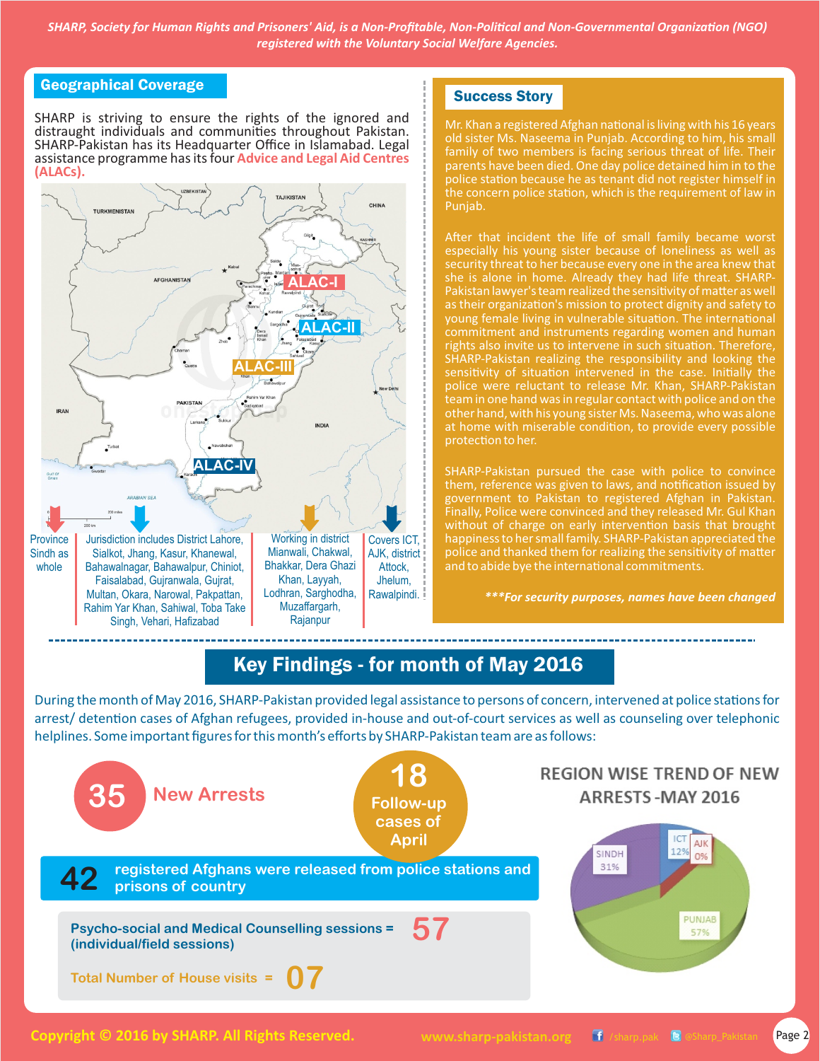*SHARP, Society for Human Rights and Prisoners' Aid, is a Non-Profitable, Non-Political and Non-Governmental Organization (NGO) registered with the Voluntary Social Welfare Agencies.*

## Geographical Coverage

SHARP is striving to ensure the rights of the ignored and distraught individuals and communities throughout Pakistan. SHARP-Pakistan has its Headquarter Office in Islamabad. Legal assistance programme has its four **Advice and Legal Aid Centres (ALACs).**

ALAC-I
ALAC-II
ALAC-III
ALAC-IV

- Province Sindh as whole
- Jurisdiction includes District Lahore, Sialkot, Jhang, Kasur, Khanewal, Bahawalnagar, Bahawalpur, Chiniot, Faisalabad, Gujranwala, Gujrat, Multan, Okara, Narowal, Pakpattan, Rahim Yar Khan, Sahiwal, Toba Take Singh, Vehari, Hafizabad
- Working in district Mianwali, Chakwal, Bhakkar, Dera Ghazi Khan, Layyah, Lodhran, Sarghodha, Muzaffargarh, Rajanpur
- Covers ICT, AJK, district Attock, Jhelum, Rawalpindi.

## Success Story

Mr. Khan a registered Afghan national is living with his 16 years old sister Ms. Naseema in Punjab. According to him, his small family of two members is facing serious threat of life. Their parents have been died. One day police detained him in to the police station because he as tenant did not register himself in the concern police station, which is the requirement of law in Punjab.

After that incident the life of small family became worst especially his young sister because of loneliness as well as security threat to her because every one in the area knew that she is alone in home. Already they had life threat. SHARP-Pakistan lawyer's team realized the sensitivity of matter as well as their organization's mission to protect dignity and safety to young female living in vulnerable situation. The international commitment and instruments regarding women and human rights also invite us to intervene in such situation. Therefore, SHARP-Pakistan realizing the responsibility and looking the sensitivity of situation intervened in the case. Initially the police were reluctant to release Mr. Khan, SHARP-Pakistan team in one hand was in regular contact with police and on the other hand, with his young sister Ms. Naseema, who was alone at home with miserable condition, to provide every possible protection to her.

SHARP-Pakistan pursued the case with police to convince them, reference was given to laws, and notification issued by government to Pakistan to registered Afghan in Pakistan. Finally, Police were convinced and they released Mr. Gul Khan without of charge on early intervention basis that brought happiness to her small family. SHARP-Pakistan appreciated the police and thanked them for realizing the sensitivity of matter and to abide bye the international commitments.

***\*\*\*For security purposes, names have been changed***

## Key Findings - for month of May 2016

During the month of May 2016, SHARP-Pakistan provided legal assistance to persons of concern, intervened at police stations for arrest/ detention cases of Afghan refugees, provided in-house and out-of-court services as well as counseling over telephonic helplines. Some important figures for this month's efforts by SHARP-Pakistan team are as follows:

**35** New Arrests

**18** Follow-up cases of April

**42** registered Afghans were released from police stations and prisons of country

Psycho-social and Medical Counselling sessions = **57** (individual/field sessions)

Total Number of House visits = **07**

### REGION WISE TREND OF NEW ARRESTS -MAY 2016

ICT 12%
AJK 0%
SINDH 31%
PUNJAB 57%

Copyright © 2016 by SHARP. All Rights Reserved. www.sharp-pakistan.org /sharp.pak @Sharp_Pakistan